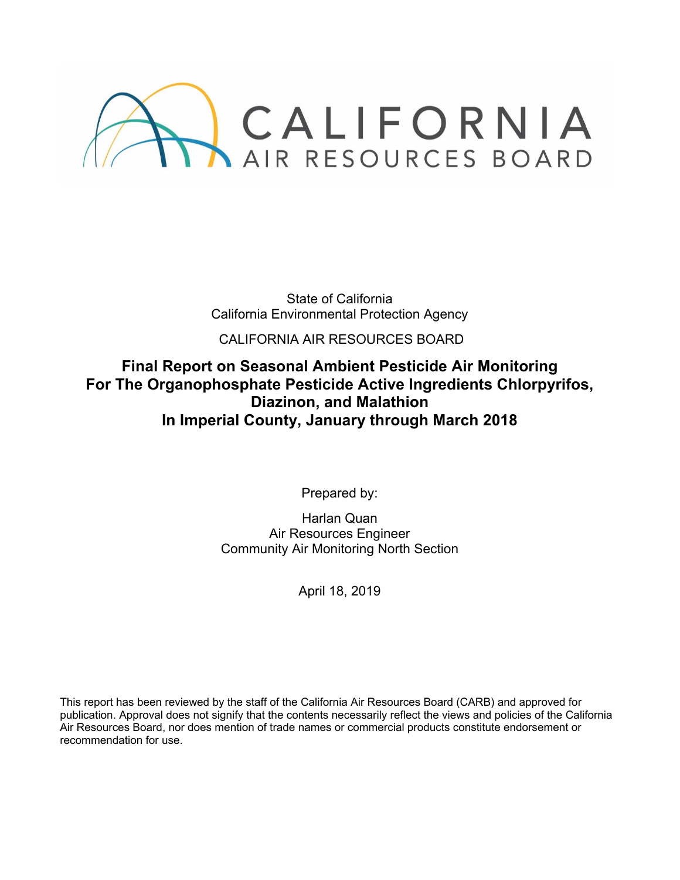CALIFORNIA
AIR RESOURCES BOARD

State of California
California Environmental Protection Agency

CALIFORNIA AIR RESOURCES BOARD

# Final Report on Seasonal Ambient Pesticide Air Monitoring For The Organophosphate Pesticide Active Ingredients Chlorpyrifos, Diazinon, and Malathion In Imperial County, January through March 2018

Prepared by:

Harlan Quan
Air Resources Engineer
Community Air Monitoring North Section

April 18, 2019

This report has been reviewed by the staff of the California Air Resources Board (CARB) and approved for publication. Approval does not signify that the contents necessarily reflect the views and policies of the California Air Resources Board, nor does mention of trade names or commercial products constitute endorsement or recommendation for use.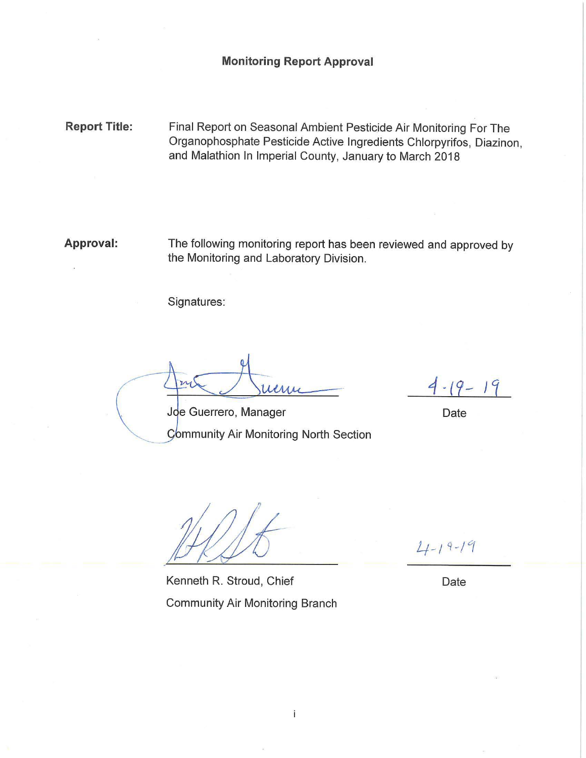# Monitoring Report Approval

**Report Title:** Final Report on Seasonal Ambient Pesticide Air Monitoring For The Organophosphate Pesticide Active Ingredients Chlorpyrifos, Diazinon, and Malathion In Imperial County, January to March 2018

**Approval:** The following monitoring report has been reviewed and approved by the Monitoring and Laboratory Division.

Signatures:

Joe Guerrero, Manager
Community Air Monitoring North Section

Date: 4-19-19

Kenneth R. Stroud, Chief
Community Air Monitoring Branch

Date: 4-19-19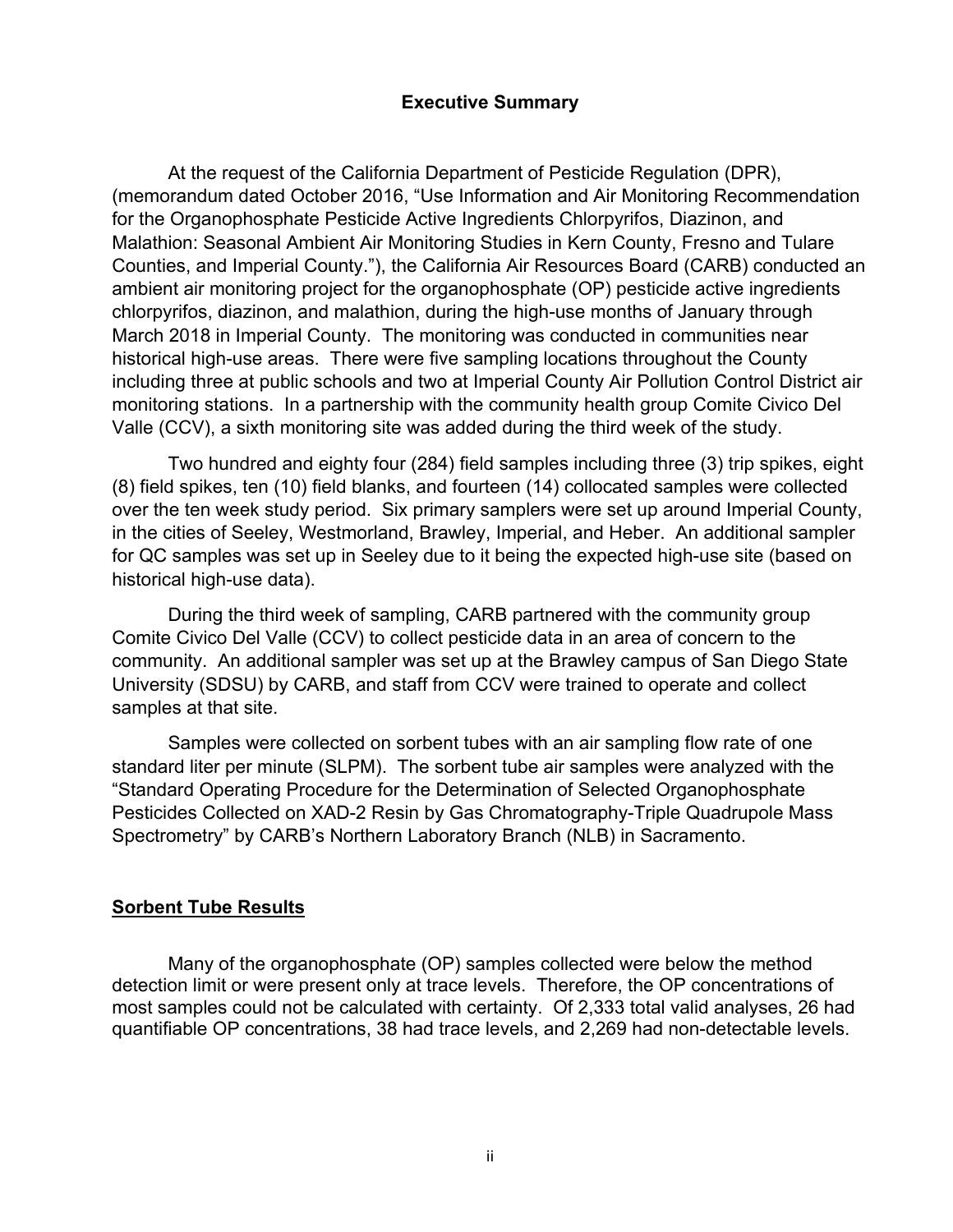## Executive Summary

At the request of the California Department of Pesticide Regulation (DPR), (memorandum dated October 2016, "Use Information and Air Monitoring Recommendation for the Organophosphate Pesticide Active Ingredients Chlorpyrifos, Diazinon, and Malathion: Seasonal Ambient Air Monitoring Studies in Kern County, Fresno and Tulare Counties, and Imperial County."), the California Air Resources Board (CARB) conducted an ambient air monitoring project for the organophosphate (OP) pesticide active ingredients chlorpyrifos, diazinon, and malathion, during the high-use months of January through March 2018 in Imperial County. The monitoring was conducted in communities near historical high-use areas. There were five sampling locations throughout the County including three at public schools and two at Imperial County Air Pollution Control District air monitoring stations. In a partnership with the community health group Comite Civico Del Valle (CCV), a sixth monitoring site was added during the third week of the study.

Two hundred and eighty four (284) field samples including three (3) trip spikes, eight (8) field spikes, ten (10) field blanks, and fourteen (14) collocated samples were collected over the ten week study period. Six primary samplers were set up around Imperial County, in the cities of Seeley, Westmorland, Brawley, Imperial, and Heber. An additional sampler for QC samples was set up in Seeley due to it being the expected high-use site (based on historical high-use data).

During the third week of sampling, CARB partnered with the community group Comite Civico Del Valle (CCV) to collect pesticide data in an area of concern to the community. An additional sampler was set up at the Brawley campus of San Diego State University (SDSU) by CARB, and staff from CCV were trained to operate and collect samples at that site.

Samples were collected on sorbent tubes with an air sampling flow rate of one standard liter per minute (SLPM). The sorbent tube air samples were analyzed with the "Standard Operating Procedure for the Determination of Selected Organophosphate Pesticides Collected on XAD-2 Resin by Gas Chromatography-Triple Quadrupole Mass Spectrometry" by CARB's Northern Laboratory Branch (NLB) in Sacramento.

### Sorbent Tube Results

Many of the organophosphate (OP) samples collected were below the method detection limit or were present only at trace levels. Therefore, the OP concentrations of most samples could not be calculated with certainty. Of 2,333 total valid analyses, 26 had quantifiable OP concentrations, 38 had trace levels, and 2,269 had non-detectable levels.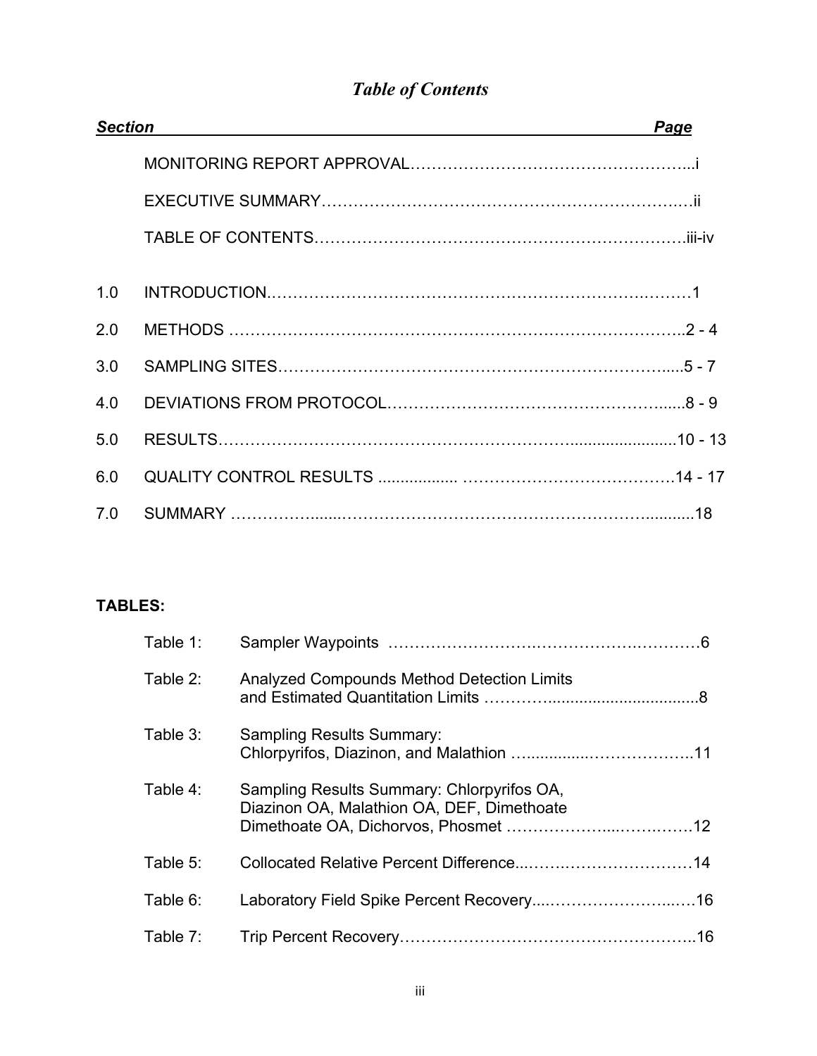# *Table of Contents*

| *Section* | | *Page* |
|---|---|---|
| | MONITORING REPORT APPROVAL | i |
| | EXECUTIVE SUMMARY | ii |
| | TABLE OF CONTENTS | iii-iv |
| 1.0 | INTRODUCTION | 1 |
| 2.0 | METHODS | 2 - 4 |
| 3.0 | SAMPLING SITES | 5 - 7 |
| 4.0 | DEVIATIONS FROM PROTOCOL | 8 - 9 |
| 5.0 | RESULTS | 10 - 13 |
| 6.0 | QUALITY CONTROL RESULTS | 14 - 17 |
| 7.0 | SUMMARY | 18 |

**TABLES:**

| | | |
|---|---|---|
| Table 1: | Sampler Waypoints | 6 |
| Table 2: | Analyzed Compounds Method Detection Limits and Estimated Quantitation Limits | 8 |
| Table 3: | Sampling Results Summary: Chlorpyrifos, Diazinon, and Malathion | 11 |
| Table 4: | Sampling Results Summary: Chlorpyrifos OA, Diazinon OA, Malathion OA, DEF, Dimethoate Dimethoate OA, Dichorvos, Phosmet | 12 |
| Table 5: | Collocated Relative Percent Difference | 14 |
| Table 6: | Laboratory Field Spike Percent Recovery | 16 |
| Table 7: | Trip Percent Recovery | 16 |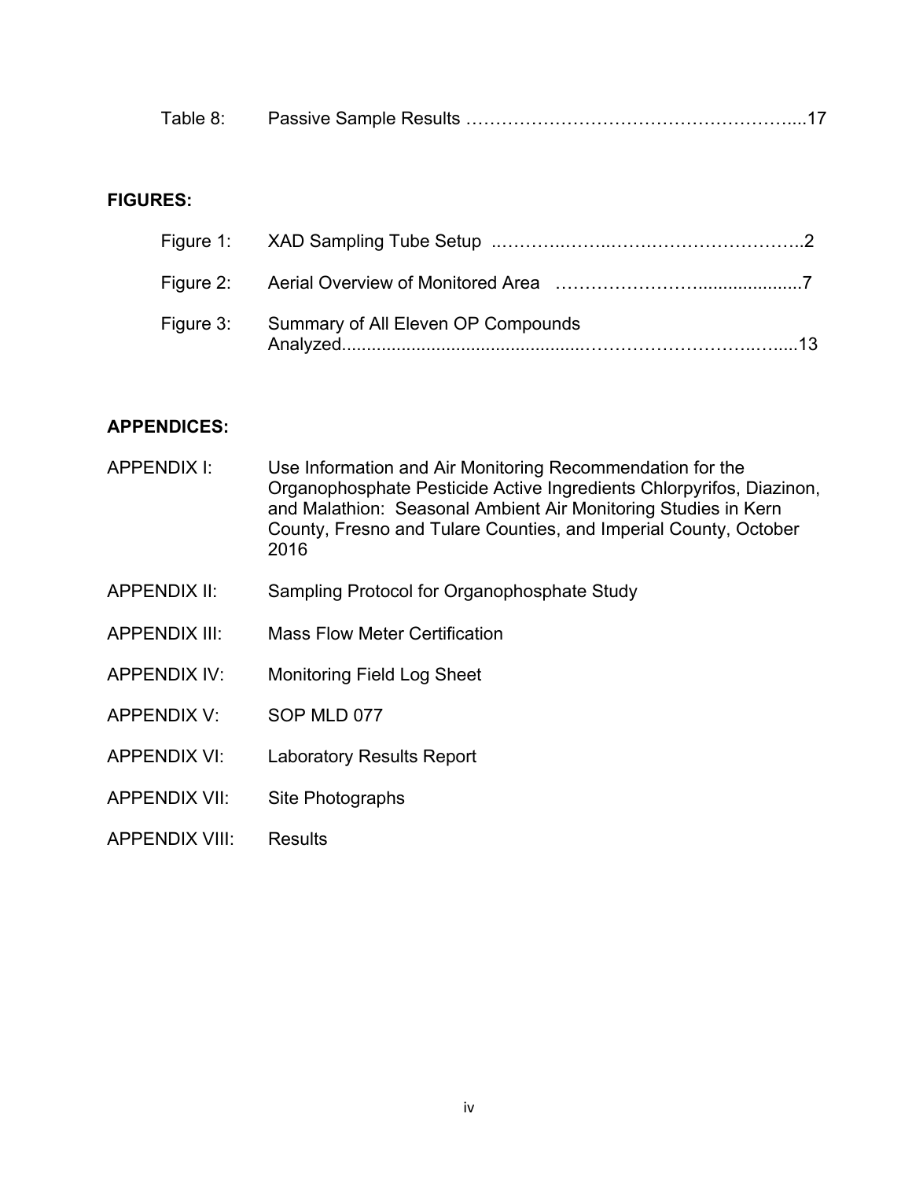Table 8: Passive Sample Results ……………………………………………….....17

**FIGURES:**

Figure 1: XAD Sampling Tube Setup ..………..……..…….……………………..2

Figure 2: Aerial Overview of Monitored Area ……………………......................7

Figure 3: Summary of All Eleven OP Compounds Analyzed..............................................………………………..….....13

**APPENDICES:**

APPENDIX I: Use Information and Air Monitoring Recommendation for the Organophosphate Pesticide Active Ingredients Chlorpyrifos, Diazinon, and Malathion: Seasonal Ambient Air Monitoring Studies in Kern County, Fresno and Tulare Counties, and Imperial County, October 2016

APPENDIX II: Sampling Protocol for Organophosphate Study

APPENDIX III: Mass Flow Meter Certification

APPENDIX IV: Monitoring Field Log Sheet

APPENDIX V: SOP MLD 077

APPENDIX VI: Laboratory Results Report

APPENDIX VII: Site Photographs

APPENDIX VIII: Results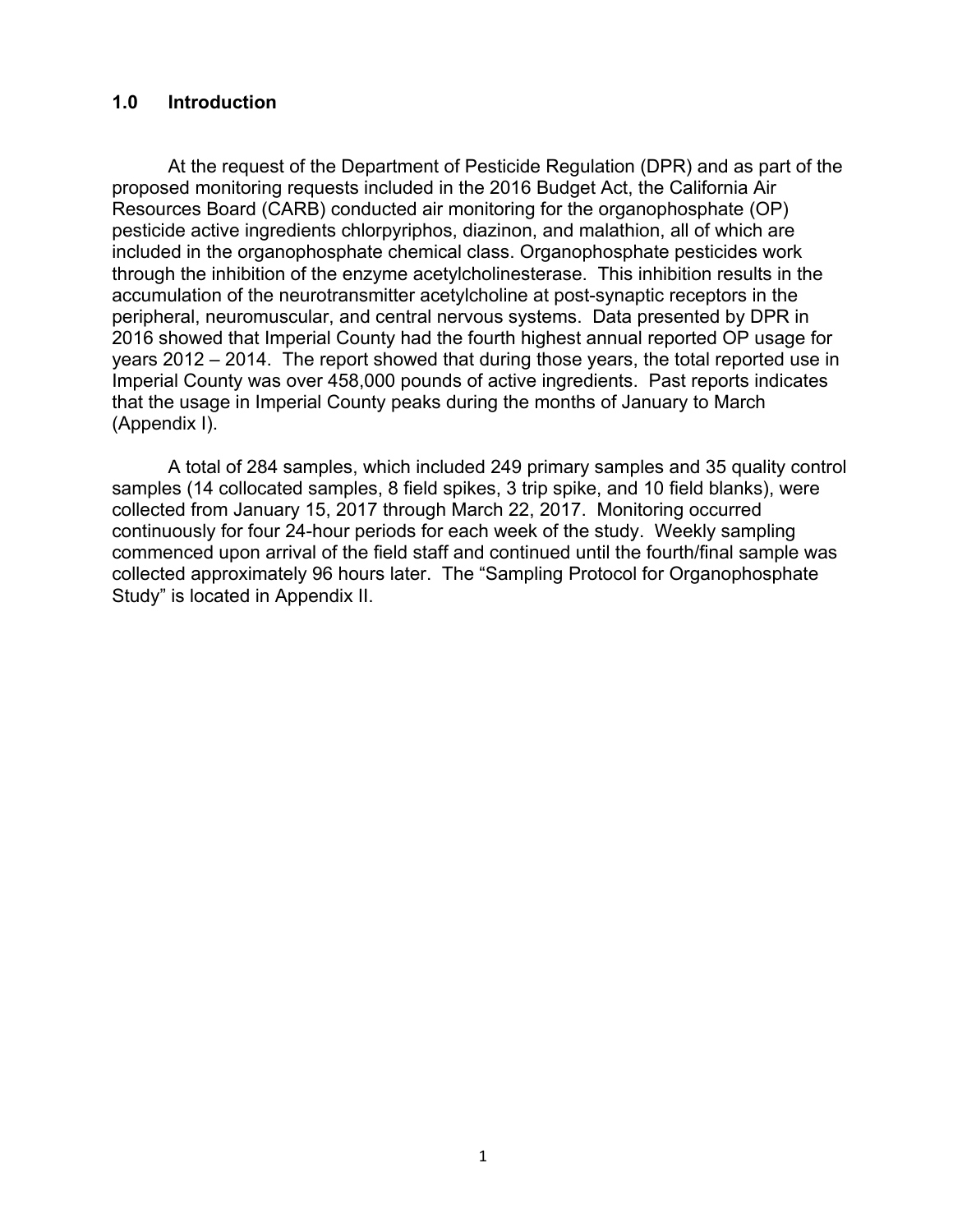## 1.0 Introduction

At the request of the Department of Pesticide Regulation (DPR) and as part of the proposed monitoring requests included in the 2016 Budget Act, the California Air Resources Board (CARB) conducted air monitoring for the organophosphate (OP) pesticide active ingredients chlorpyriphos, diazinon, and malathion, all of which are included in the organophosphate chemical class. Organophosphate pesticides work through the inhibition of the enzyme acetylcholinesterase. This inhibition results in the accumulation of the neurotransmitter acetylcholine at post-synaptic receptors in the peripheral, neuromuscular, and central nervous systems. Data presented by DPR in 2016 showed that Imperial County had the fourth highest annual reported OP usage for years 2012 – 2014. The report showed that during those years, the total reported use in Imperial County was over 458,000 pounds of active ingredients. Past reports indicates that the usage in Imperial County peaks during the months of January to March (Appendix I).

A total of 284 samples, which included 249 primary samples and 35 quality control samples (14 collocated samples, 8 field spikes, 3 trip spike, and 10 field blanks), were collected from January 15, 2017 through March 22, 2017. Monitoring occurred continuously for four 24-hour periods for each week of the study. Weekly sampling commenced upon arrival of the field staff and continued until the fourth/final sample was collected approximately 96 hours later. The "Sampling Protocol for Organophosphate Study" is located in Appendix II.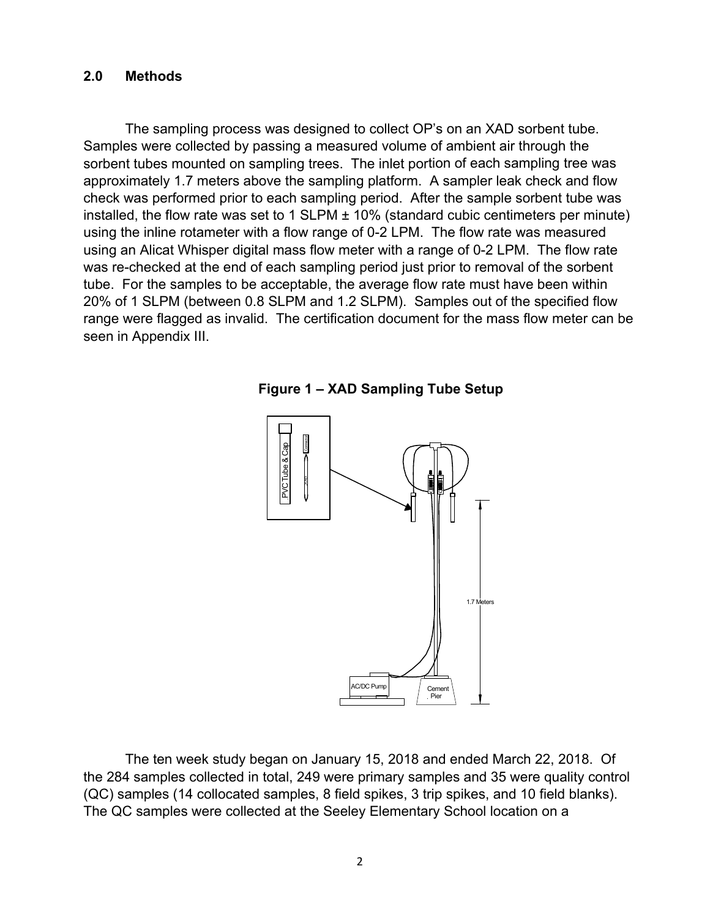## 2.0 Methods

The sampling process was designed to collect OP's on an XAD sorbent tube. Samples were collected by passing a measured volume of ambient air through the sorbent tubes mounted on sampling trees. The inlet portion of each sampling tree was approximately 1.7 meters above the sampling platform. A sampler leak check and flow check was performed prior to each sampling period. After the sample sorbent tube was installed, the flow rate was set to 1 SLPM ± 10% (standard cubic centimeters per minute) using the inline rotameter with a flow range of 0-2 LPM. The flow rate was measured using an Alicat Whisper digital mass flow meter with a range of 0-2 LPM. The flow rate was re-checked at the end of each sampling period just prior to removal of the sorbent tube. For the samples to be acceptable, the average flow rate must have been within 20% of 1 SLPM (between 0.8 SLPM and 1.2 SLPM). Samples out of the specified flow range were flagged as invalid. The certification document for the mass flow meter can be seen in Appendix III.

**Figure 1 – XAD Sampling Tube Setup**

The ten week study began on January 15, 2018 and ended March 22, 2018. Of the 284 samples collected in total, 249 were primary samples and 35 were quality control (QC) samples (14 collocated samples, 8 field spikes, 3 trip spikes, and 10 field blanks). The QC samples were collected at the Seeley Elementary School location on a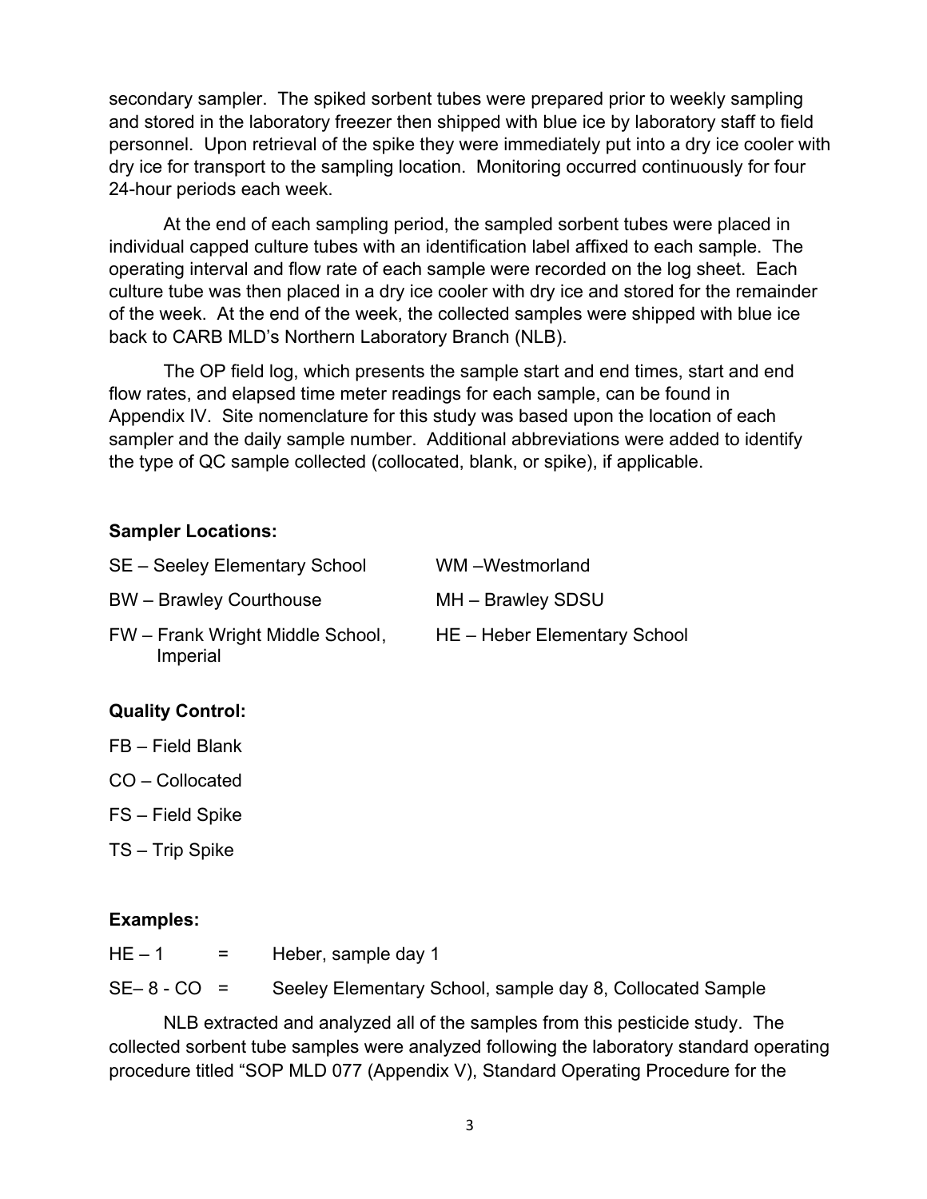secondary sampler. The spiked sorbent tubes were prepared prior to weekly sampling and stored in the laboratory freezer then shipped with blue ice by laboratory staff to field personnel. Upon retrieval of the spike they were immediately put into a dry ice cooler with dry ice for transport to the sampling location. Monitoring occurred continuously for four 24-hour periods each week.

At the end of each sampling period, the sampled sorbent tubes were placed in individual capped culture tubes with an identification label affixed to each sample. The operating interval and flow rate of each sample were recorded on the log sheet. Each culture tube was then placed in a dry ice cooler with dry ice and stored for the remainder of the week. At the end of the week, the collected samples were shipped with blue ice back to CARB MLD's Northern Laboratory Branch (NLB).

The OP field log, which presents the sample start and end times, start and end flow rates, and elapsed time meter readings for each sample, can be found in Appendix IV. Site nomenclature for this study was based upon the location of each sampler and the daily sample number. Additional abbreviations were added to identify the type of QC sample collected (collocated, blank, or spike), if applicable.

**Sampler Locations:**

SE – Seeley Elementary School

BW – Brawley Courthouse

FW – Frank Wright Middle School, Imperial

WM –Westmorland

MH – Brawley SDSU

HE – Heber Elementary School

**Quality Control:**

FB – Field Blank

CO – Collocated

FS – Field Spike

TS – Trip Spike

**Examples:**

HE – 1 = Heber, sample day 1

SE– 8 - CO = Seeley Elementary School, sample day 8, Collocated Sample

NLB extracted and analyzed all of the samples from this pesticide study. The collected sorbent tube samples were analyzed following the laboratory standard operating procedure titled "SOP MLD 077 (Appendix V), Standard Operating Procedure for the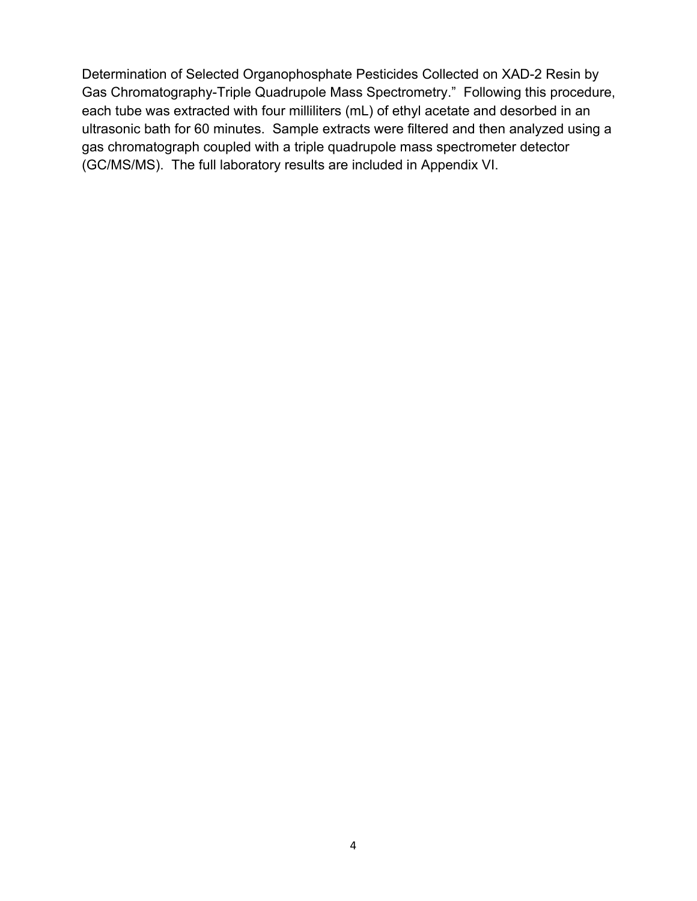Determination of Selected Organophosphate Pesticides Collected on XAD-2 Resin by Gas Chromatography-Triple Quadrupole Mass Spectrometry." Following this procedure, each tube was extracted with four milliliters (mL) of ethyl acetate and desorbed in an ultrasonic bath for 60 minutes. Sample extracts were filtered and then analyzed using a gas chromatograph coupled with a triple quadrupole mass spectrometer detector (GC/MS/MS). The full laboratory results are included in Appendix VI.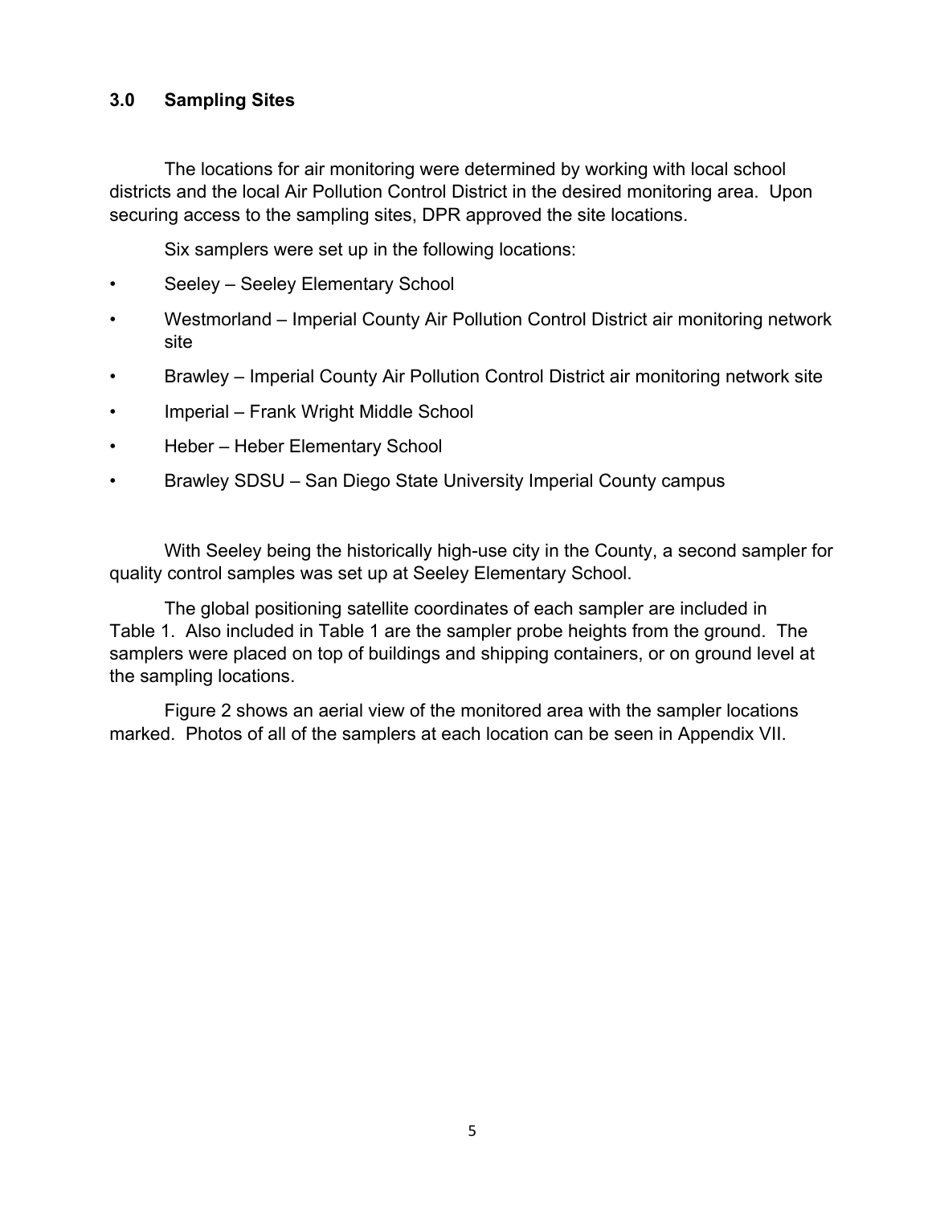## 3.0 Sampling Sites

The locations for air monitoring were determined by working with local school districts and the local Air Pollution Control District in the desired monitoring area. Upon securing access to the sampling sites, DPR approved the site locations.

Six samplers were set up in the following locations:

- Seeley – Seeley Elementary School
- Westmorland – Imperial County Air Pollution Control District air monitoring network site
- Brawley – Imperial County Air Pollution Control District air monitoring network site
- Imperial – Frank Wright Middle School
- Heber – Heber Elementary School
- Brawley SDSU – San Diego State University Imperial County campus

With Seeley being the historically high-use city in the County, a second sampler for quality control samples was set up at Seeley Elementary School.

The global positioning satellite coordinates of each sampler are included in Table 1. Also included in Table 1 are the sampler probe heights from the ground. The samplers were placed on top of buildings and shipping containers, or on ground level at the sampling locations.

Figure 2 shows an aerial view of the monitored area with the sampler locations marked. Photos of all of the samplers at each location can be seen in Appendix VII.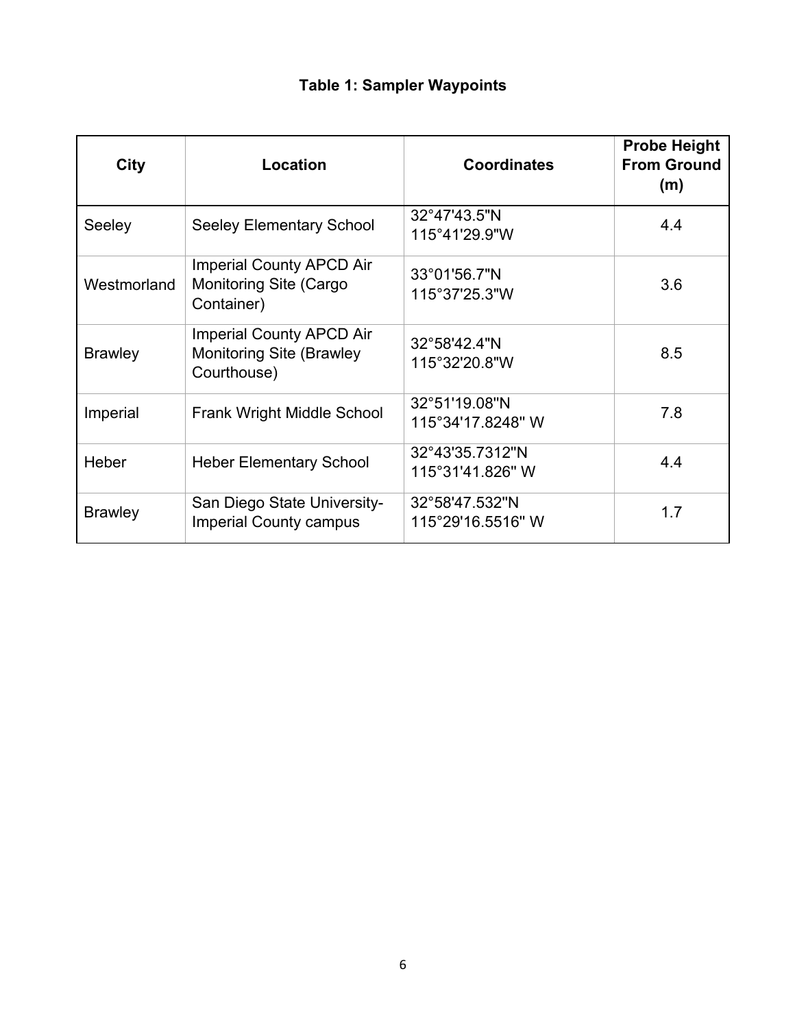**Table 1: Sampler Waypoints**

| City | Location | Coordinates | Probe Height From Ground (m) |
|---|---|---|---|
| Seeley | Seeley Elementary School | 32°47'43.5"N 115°41'29.9"W | 4.4 |
| Westmorland | Imperial County APCD Air Monitoring Site (Cargo Container) | 33°01'56.7"N 115°37'25.3"W | 3.6 |
| Brawley | Imperial County APCD Air Monitoring Site (Brawley Courthouse) | 32°58'42.4"N 115°32'20.8"W | 8.5 |
| Imperial | Frank Wright Middle School | 32°51'19.08"N 115°34'17.8248" W | 7.8 |
| Heber | Heber Elementary School | 32°43'35.7312"N 115°31'41.826" W | 4.4 |
| Brawley | San Diego State University-Imperial County campus | 32°58'47.532"N 115°29'16.5516" W | 1.7 |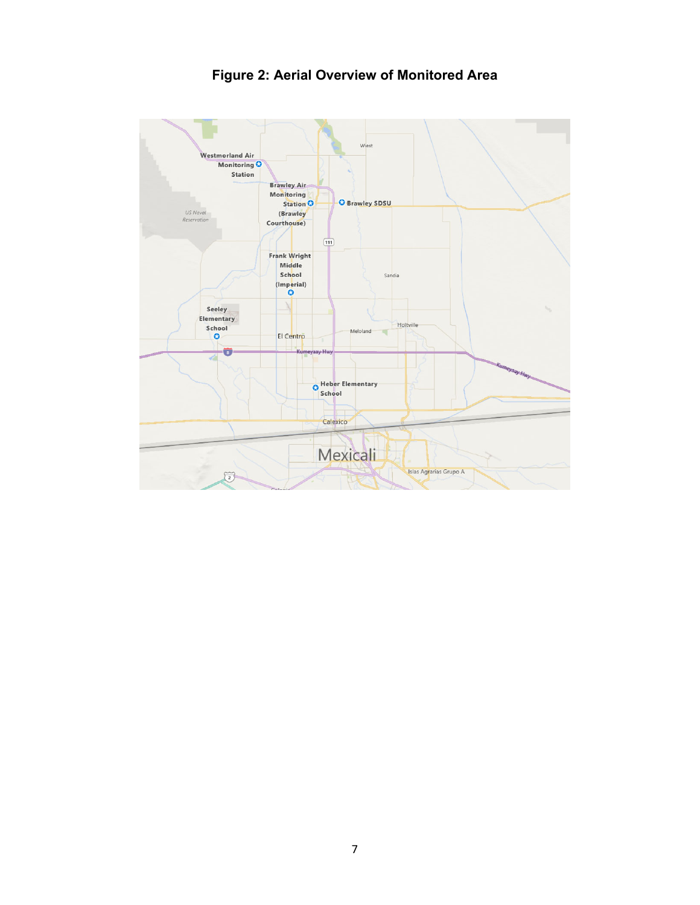**Figure 2: Aerial Overview of Monitored Area**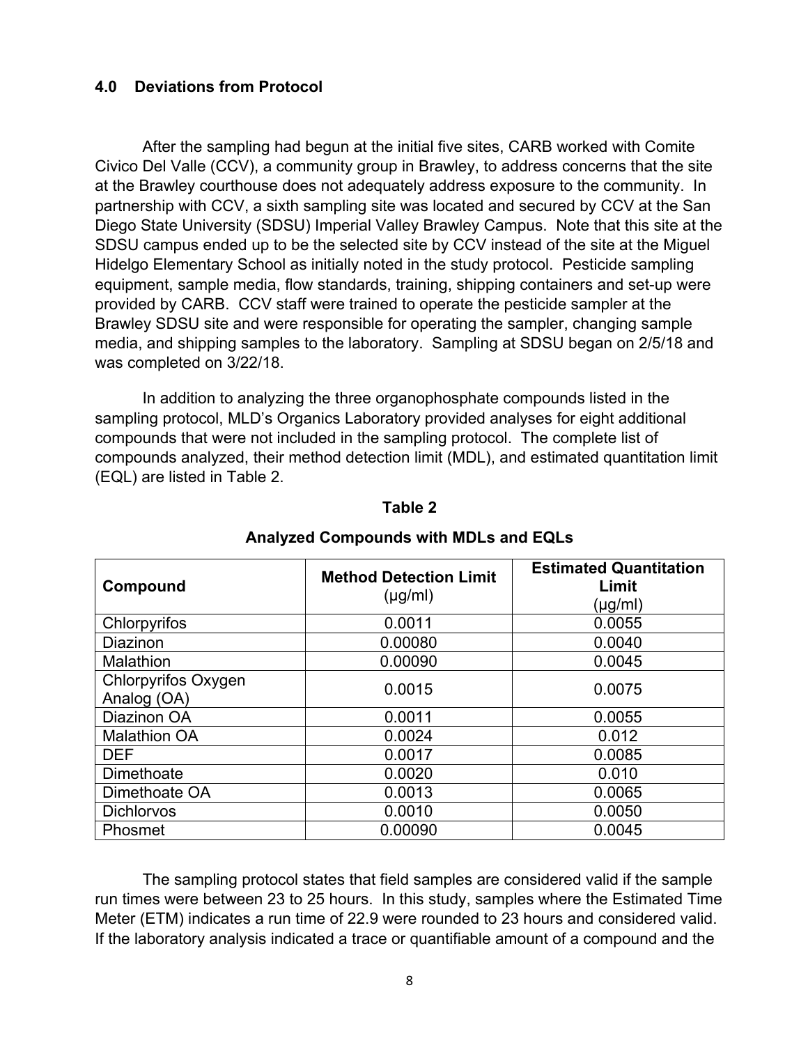## 4.0 Deviations from Protocol

After the sampling had begun at the initial five sites, CARB worked with Comite Civico Del Valle (CCV), a community group in Brawley, to address concerns that the site at the Brawley courthouse does not adequately address exposure to the community. In partnership with CCV, a sixth sampling site was located and secured by CCV at the San Diego State University (SDSU) Imperial Valley Brawley Campus. Note that this site at the SDSU campus ended up to be the selected site by CCV instead of the site at the Miguel Hidelgo Elementary School as initially noted in the study protocol. Pesticide sampling equipment, sample media, flow standards, training, shipping containers and set-up were provided by CARB. CCV staff were trained to operate the pesticide sampler at the Brawley SDSU site and were responsible for operating the sampler, changing sample media, and shipping samples to the laboratory. Sampling at SDSU began on 2/5/18 and was completed on 3/22/18.

In addition to analyzing the three organophosphate compounds listed in the sampling protocol, MLD's Organics Laboratory provided analyses for eight additional compounds that were not included in the sampling protocol. The complete list of compounds analyzed, their method detection limit (MDL), and estimated quantitation limit (EQL) are listed in Table 2.

**Table 2**

**Analyzed Compounds with MDLs and EQLs**

| Compound | Method Detection Limit (µg/ml) | Estimated Quantitation Limit (µg/ml) |
|---|---|---|
| Chlorpyrifos | 0.0011 | 0.0055 |
| Diazinon | 0.00080 | 0.0040 |
| Malathion | 0.00090 | 0.0045 |
| Chlorpyrifos Oxygen Analog (OA) | 0.0015 | 0.0075 |
| Diazinon OA | 0.0011 | 0.0055 |
| Malathion OA | 0.0024 | 0.012 |
| DEF | 0.0017 | 0.0085 |
| Dimethoate | 0.0020 | 0.010 |
| Dimethoate OA | 0.0013 | 0.0065 |
| Dichlorvos | 0.0010 | 0.0050 |
| Phosmet | 0.00090 | 0.0045 |

The sampling protocol states that field samples are considered valid if the sample run times were between 23 to 25 hours. In this study, samples where the Estimated Time Meter (ETM) indicates a run time of 22.9 were rounded to 23 hours and considered valid. If the laboratory analysis indicated a trace or quantifiable amount of a compound and the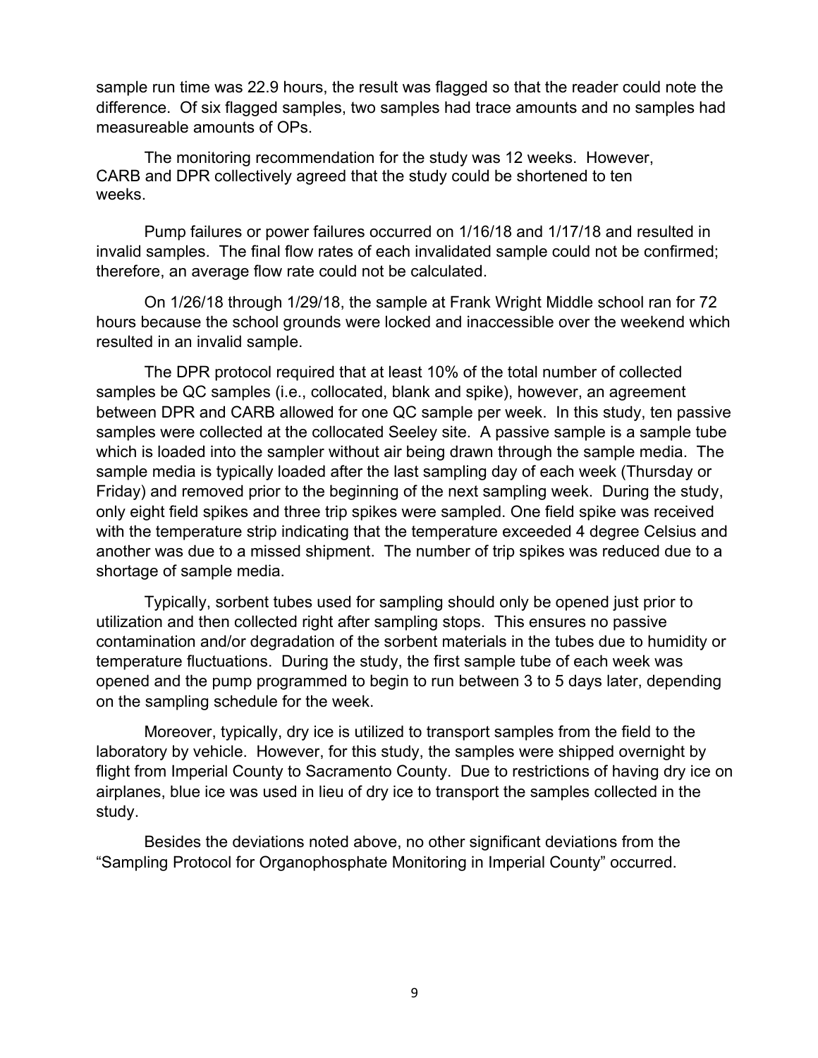sample run time was 22.9 hours, the result was flagged so that the reader could note the difference. Of six flagged samples, two samples had trace amounts and no samples had measureable amounts of OPs.

The monitoring recommendation for the study was 12 weeks. However, CARB and DPR collectively agreed that the study could be shortened to ten weeks.

Pump failures or power failures occurred on 1/16/18 and 1/17/18 and resulted in invalid samples. The final flow rates of each invalidated sample could not be confirmed; therefore, an average flow rate could not be calculated.

On 1/26/18 through 1/29/18, the sample at Frank Wright Middle school ran for 72 hours because the school grounds were locked and inaccessible over the weekend which resulted in an invalid sample.

The DPR protocol required that at least 10% of the total number of collected samples be QC samples (i.e., collocated, blank and spike), however, an agreement between DPR and CARB allowed for one QC sample per week. In this study, ten passive samples were collected at the collocated Seeley site. A passive sample is a sample tube which is loaded into the sampler without air being drawn through the sample media. The sample media is typically loaded after the last sampling day of each week (Thursday or Friday) and removed prior to the beginning of the next sampling week. During the study, only eight field spikes and three trip spikes were sampled. One field spike was received with the temperature strip indicating that the temperature exceeded 4 degree Celsius and another was due to a missed shipment. The number of trip spikes was reduced due to a shortage of sample media.

Typically, sorbent tubes used for sampling should only be opened just prior to utilization and then collected right after sampling stops. This ensures no passive contamination and/or degradation of the sorbent materials in the tubes due to humidity or temperature fluctuations. During the study, the first sample tube of each week was opened and the pump programmed to begin to run between 3 to 5 days later, depending on the sampling schedule for the week.

Moreover, typically, dry ice is utilized to transport samples from the field to the laboratory by vehicle. However, for this study, the samples were shipped overnight by flight from Imperial County to Sacramento County. Due to restrictions of having dry ice on airplanes, blue ice was used in lieu of dry ice to transport the samples collected in the study.

Besides the deviations noted above, no other significant deviations from the "Sampling Protocol for Organophosphate Monitoring in Imperial County" occurred.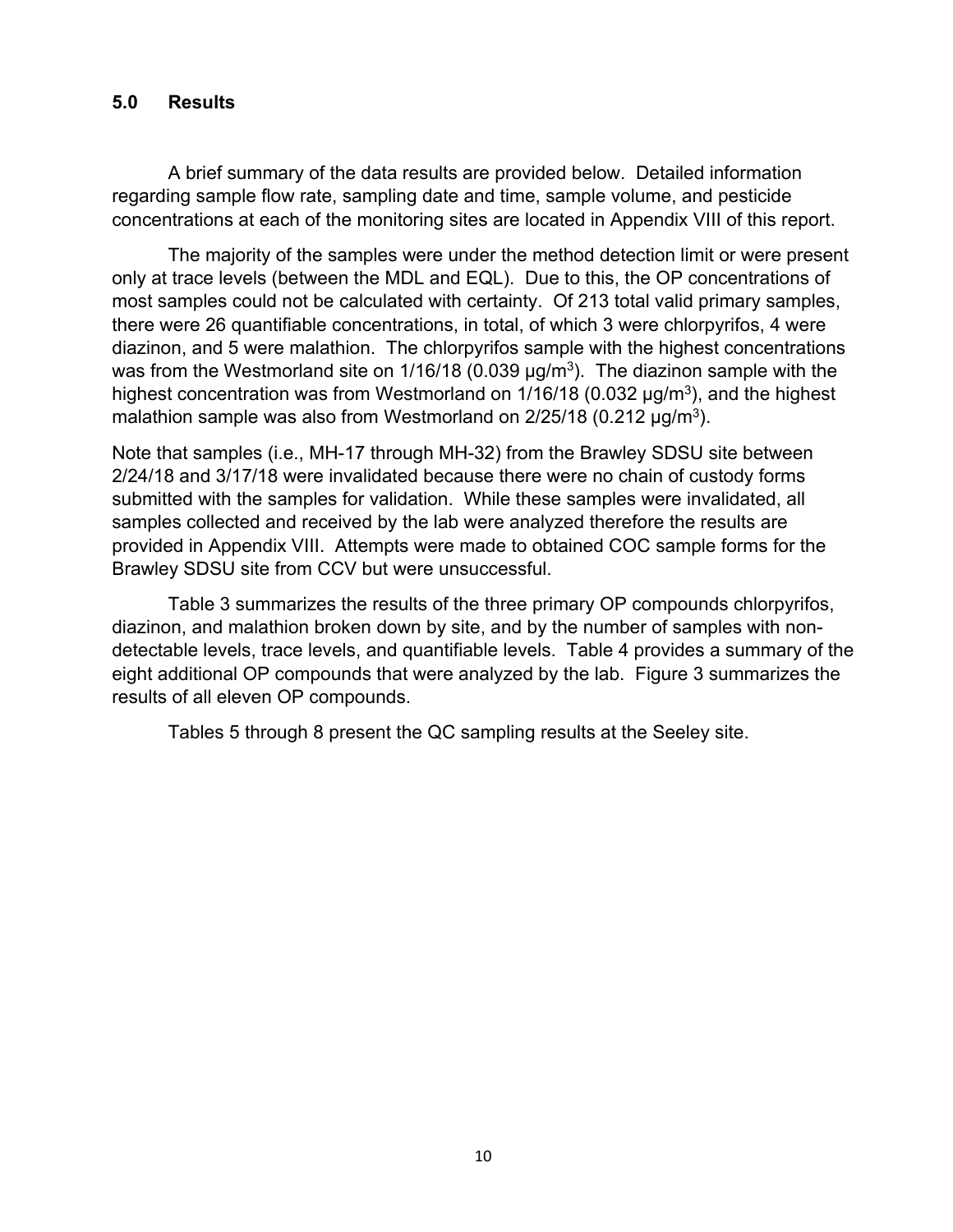## 5.0 Results

A brief summary of the data results are provided below. Detailed information regarding sample flow rate, sampling date and time, sample volume, and pesticide concentrations at each of the monitoring sites are located in Appendix VIII of this report.

The majority of the samples were under the method detection limit or were present only at trace levels (between the MDL and EQL). Due to this, the OP concentrations of most samples could not be calculated with certainty. Of 213 total valid primary samples, there were 26 quantifiable concentrations, in total, of which 3 were chlorpyrifos, 4 were diazinon, and 5 were malathion. The chlorpyrifos sample with the highest concentrations was from the Westmorland site on 1/16/18 (0.039 µg/$m^3$). The diazinon sample with the highest concentration was from Westmorland on 1/16/18 (0.032 µg/$m^3$), and the highest malathion sample was also from Westmorland on 2/25/18 (0.212 µg/$m^3$).

Note that samples (i.e., MH-17 through MH-32) from the Brawley SDSU site between 2/24/18 and 3/17/18 were invalidated because there were no chain of custody forms submitted with the samples for validation. While these samples were invalidated, all samples collected and received by the lab were analyzed therefore the results are provided in Appendix VIII. Attempts were made to obtained COC sample forms for the Brawley SDSU site from CCV but were unsuccessful.

Table 3 summarizes the results of the three primary OP compounds chlorpyrifos, diazinon, and malathion broken down by site, and by the number of samples with non-detectable levels, trace levels, and quantifiable levels. Table 4 provides a summary of the eight additional OP compounds that were analyzed by the lab. Figure 3 summarizes the results of all eleven OP compounds.

Tables 5 through 8 present the QC sampling results at the Seeley site.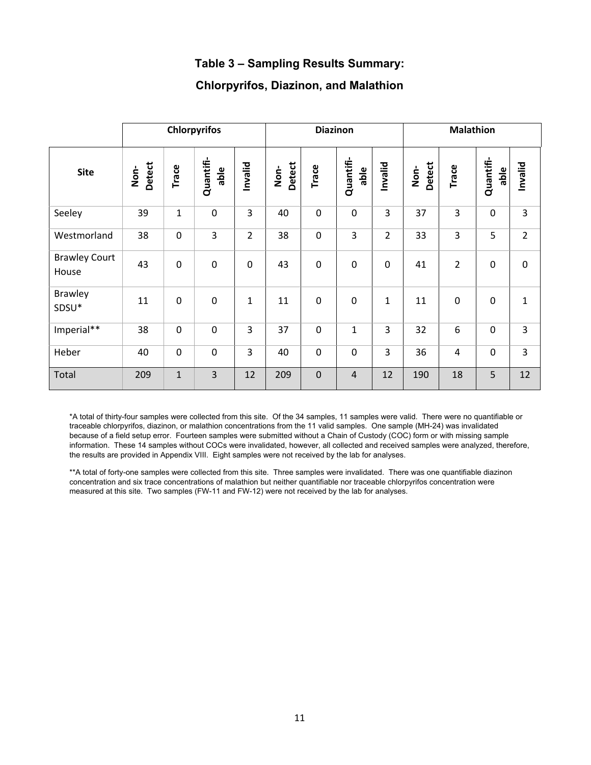# Table 3 – Sampling Results Summary:

## Chlorpyrifos, Diazinon, and Malathion

| | Chlorpyrifos | | | | Diazinon | | | | Malathion | | | |
|---|---|---|---|---|---|---|---|---|---|---|---|---|
| Site | Non-Detect | Trace | Quantifi-able | Invalid | Non-Detect | Trace | Quantifi-able | Invalid | Non-Detect | Trace | Quantifi-able | Invalid |
| Seeley | 39 | 1 | 0 | 3 | 40 | 0 | 0 | 3 | 37 | 3 | 0 | 3 |
| Westmorland | 38 | 0 | 3 | 2 | 38 | 0 | 3 | 2 | 33 | 3 | 5 | 2 |
| Brawley Court House | 43 | 0 | 0 | 0 | 43 | 0 | 0 | 0 | 41 | 2 | 0 | 0 |
| Brawley SDSU* | 11 | 0 | 0 | 1 | 11 | 0 | 0 | 1 | 11 | 0 | 0 | 1 |
| Imperial** | 38 | 0 | 0 | 3 | 37 | 0 | 1 | 3 | 32 | 6 | 0 | 3 |
| Heber | 40 | 0 | 0 | 3 | 40 | 0 | 0 | 3 | 36 | 4 | 0 | 3 |
| Total | 209 | 1 | 3 | 12 | 209 | 0 | 4 | 12 | 190 | 18 | 5 | 12 |

*A total of thirty-four samples were collected from this site. Of the 34 samples, 11 samples were valid. There were no quantifiable or traceable chlorpyrifos, diazinon, or malathion concentrations from the 11 valid samples. One sample (MH-24) was invalidated because of a field setup error. Fourteen samples were submitted without a Chain of Custody (COC) form or with missing sample information. These 14 samples without COCs were invalidated, however, all collected and received samples were analyzed, therefore, the results are provided in Appendix VIII. Eight samples were not received by the lab for analyses.

**A total of forty-one samples were collected from this site. Three samples were invalidated. There was one quantifiable diazinon concentration and six trace concentrations of malathion but neither quantifiable nor traceable chlorpyrifos concentration were measured at this site. Two samples (FW-11 and FW-12) were not received by the lab for analyses.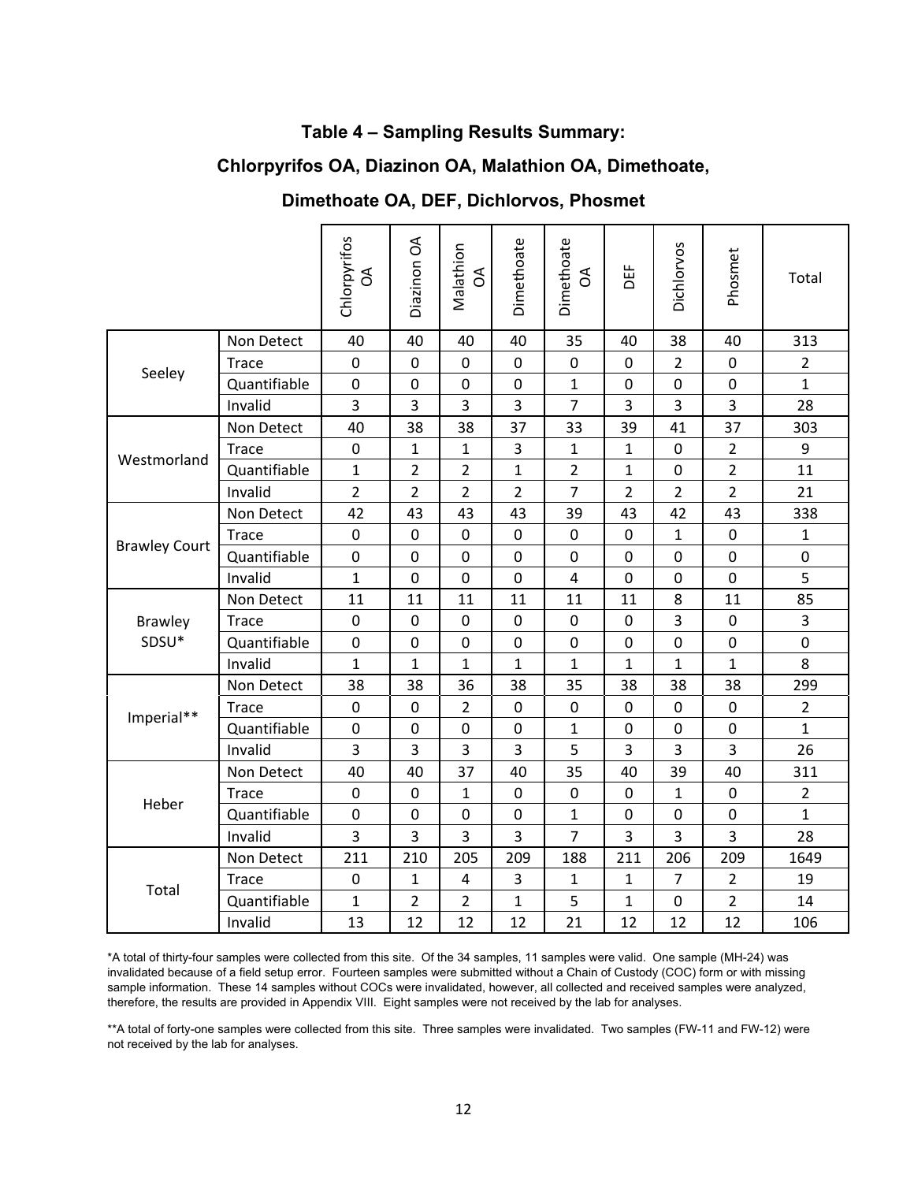### Table 4 – Sampling Results Summary:

### Chlorpyrifos OA, Diazinon OA, Malathion OA, Dimethoate,

### Dimethoate OA, DEF, Dichlorvos, Phosmet

| | | Chlorpyrifos OA | Diazinon OA | Malathion OA | Dimethoate | Dimethoate OA | DEF | Dichlorvos | Phosmet | Total |
|---|---|---|---|---|---|---|---|---|---|---|
| Seeley | Non Detect | 40 | 40 | 40 | 40 | 35 | 40 | 38 | 40 | 313 |
| | Trace | 0 | 0 | 0 | 0 | 0 | 0 | 2 | 0 | 2 |
| | Quantifiable | 0 | 0 | 0 | 0 | 1 | 0 | 0 | 0 | 1 |
| | Invalid | 3 | 3 | 3 | 3 | 7 | 3 | 3 | 3 | 28 |
| Westmorland | Non Detect | 40 | 38 | 38 | 37 | 33 | 39 | 41 | 37 | 303 |
| | Trace | 0 | 1 | 1 | 3 | 1 | 1 | 0 | 2 | 9 |
| | Quantifiable | 1 | 2 | 2 | 1 | 2 | 1 | 0 | 2 | 11 |
| | Invalid | 2 | 2 | 2 | 2 | 7 | 2 | 2 | 2 | 21 |
| Brawley Court | Non Detect | 42 | 43 | 43 | 43 | 39 | 43 | 42 | 43 | 338 |
| | Trace | 0 | 0 | 0 | 0 | 0 | 0 | 1 | 0 | 1 |
| | Quantifiable | 0 | 0 | 0 | 0 | 0 | 0 | 0 | 0 | 0 |
| | Invalid | 1 | 0 | 0 | 0 | 4 | 0 | 0 | 0 | 5 |
| Brawley SDSU* | Non Detect | 11 | 11 | 11 | 11 | 11 | 11 | 8 | 11 | 85 |
| | Trace | 0 | 0 | 0 | 0 | 0 | 0 | 3 | 0 | 3 |
| | Quantifiable | 0 | 0 | 0 | 0 | 0 | 0 | 0 | 0 | 0 |
| | Invalid | 1 | 1 | 1 | 1 | 1 | 1 | 1 | 1 | 8 |
| Imperial** | Non Detect | 38 | 38 | 36 | 38 | 35 | 38 | 38 | 38 | 299 |
| | Trace | 0 | 0 | 2 | 0 | 0 | 0 | 0 | 0 | 2 |
| | Quantifiable | 0 | 0 | 0 | 0 | 1 | 0 | 0 | 0 | 1 |
| | Invalid | 3 | 3 | 3 | 3 | 5 | 3 | 3 | 3 | 26 |
| Heber | Non Detect | 40 | 40 | 37 | 40 | 35 | 40 | 39 | 40 | 311 |
| | Trace | 0 | 0 | 1 | 0 | 0 | 0 | 1 | 0 | 2 |
| | Quantifiable | 0 | 0 | 0 | 0 | 1 | 0 | 0 | 0 | 1 |
| | Invalid | 3 | 3 | 3 | 3 | 7 | 3 | 3 | 3 | 28 |
| Total | Non Detect | 211 | 210 | 205 | 209 | 188 | 211 | 206 | 209 | 1649 |
| | Trace | 0 | 1 | 4 | 3 | 1 | 1 | 7 | 2 | 19 |
| | Quantifiable | 1 | 2 | 2 | 1 | 5 | 1 | 0 | 2 | 14 |
| | Invalid | 13 | 12 | 12 | 12 | 21 | 12 | 12 | 12 | 106 |

*A total of thirty-four samples were collected from this site. Of the 34 samples, 11 samples were valid. One sample (MH-24) was invalidated because of a field setup error. Fourteen samples were submitted without a Chain of Custody (COC) form or with missing sample information. These 14 samples without COCs were invalidated, however, all collected and received samples were analyzed, therefore, the results are provided in Appendix VIII. Eight samples were not received by the lab for analyses.

**A total of forty-one samples were collected from this site. Three samples were invalidated. Two samples (FW-11 and FW-12) were not received by the lab for analyses.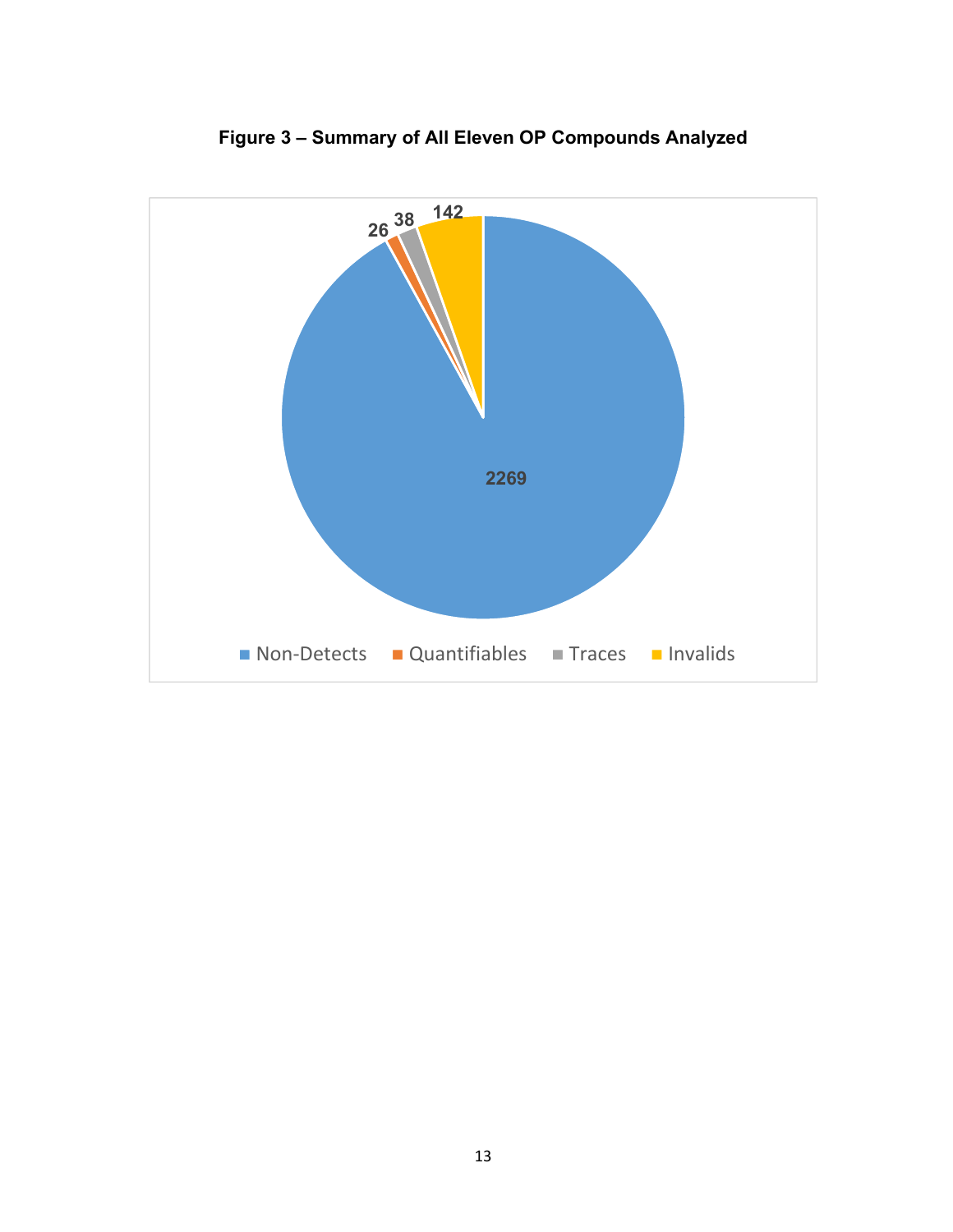**Figure 3 – Summary of All Eleven OP Compounds Analyzed**

| Category | Count |
|---|---|
| Non-Detects | 2269 |
| Quantifiables | 26 |
| Traces | 38 |
| Invalids | 142 |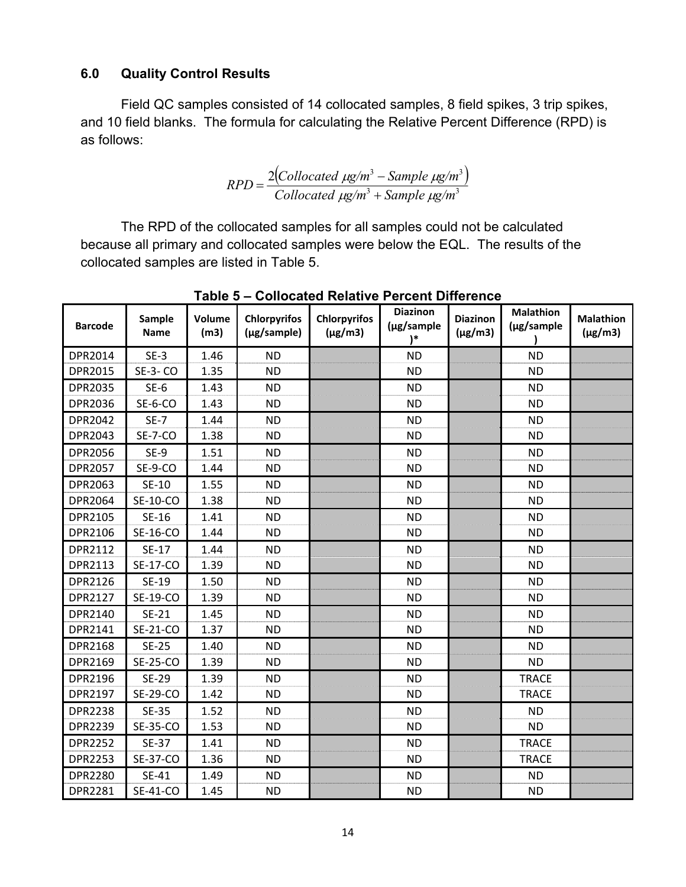## 6.0 Quality Control Results

Field QC samples consisted of 14 collocated samples, 8 field spikes, 3 trip spikes, and 10 field blanks. The formula for calculating the Relative Percent Difference (RPD) is as follows:

$$RPD = \frac{2\left(Collocated\ \mu g/m^3 - Sample\ \mu g/m^3\right)}{Collocated\ \mu g/m^3 + Sample\ \mu g/m^3}$$

The RPD of the collocated samples for all samples could not be calculated because all primary and collocated samples were below the EQL. The results of the collocated samples are listed in Table 5.

**Table 5 – Collocated Relative Percent Difference**

| Barcode | Sample Name | Volume (m3) | Chlorpyrifos (µg/sample) | Chlorpyrifos (µg/m3) | Diazinon (µg/sample)* | Diazinon (µg/m3) | Malathion (µg/sample) | Malathion (µg/m3) |
|---|---|---|---|---|---|---|---|---|
| DPR2014 | SE-3 | 1.46 | ND | | ND | | ND | |
| DPR2015 | SE-3- CO | 1.35 | ND | | ND | | ND | |
| DPR2035 | SE-6 | 1.43 | ND | | ND | | ND | |
| DPR2036 | SE-6-CO | 1.43 | ND | | ND | | ND | |
| DPR2042 | SE-7 | 1.44 | ND | | ND | | ND | |
| DPR2043 | SE-7-CO | 1.38 | ND | | ND | | ND | |
| DPR2056 | SE-9 | 1.51 | ND | | ND | | ND | |
| DPR2057 | SE-9-CO | 1.44 | ND | | ND | | ND | |
| DPR2063 | SE-10 | 1.55 | ND | | ND | | ND | |
| DPR2064 | SE-10-CO | 1.38 | ND | | ND | | ND | |
| DPR2105 | SE-16 | 1.41 | ND | | ND | | ND | |
| DPR2106 | SE-16-CO | 1.44 | ND | | ND | | ND | |
| DPR2112 | SE-17 | 1.44 | ND | | ND | | ND | |
| DPR2113 | SE-17-CO | 1.39 | ND | | ND | | ND | |
| DPR2126 | SE-19 | 1.50 | ND | | ND | | ND | |
| DPR2127 | SE-19-CO | 1.39 | ND | | ND | | ND | |
| DPR2140 | SE-21 | 1.45 | ND | | ND | | ND | |
| DPR2141 | SE-21-CO | 1.37 | ND | | ND | | ND | |
| DPR2168 | SE-25 | 1.40 | ND | | ND | | ND | |
| DPR2169 | SE-25-CO | 1.39 | ND | | ND | | ND | |
| DPR2196 | SE-29 | 1.39 | ND | | ND | | TRACE | |
| DPR2197 | SE-29-CO | 1.42 | ND | | ND | | TRACE | |
| DPR2238 | SE-35 | 1.52 | ND | | ND | | ND | |
| DPR2239 | SE-35-CO | 1.53 | ND | | ND | | ND | |
| DPR2252 | SE-37 | 1.41 | ND | | ND | | TRACE | |
| DPR2253 | SE-37-CO | 1.36 | ND | | ND | | TRACE | |
| DPR2280 | SE-41 | 1.49 | ND | | ND | | ND | |
| DPR2281 | SE-41-CO | 1.45 | ND | | ND | | ND | |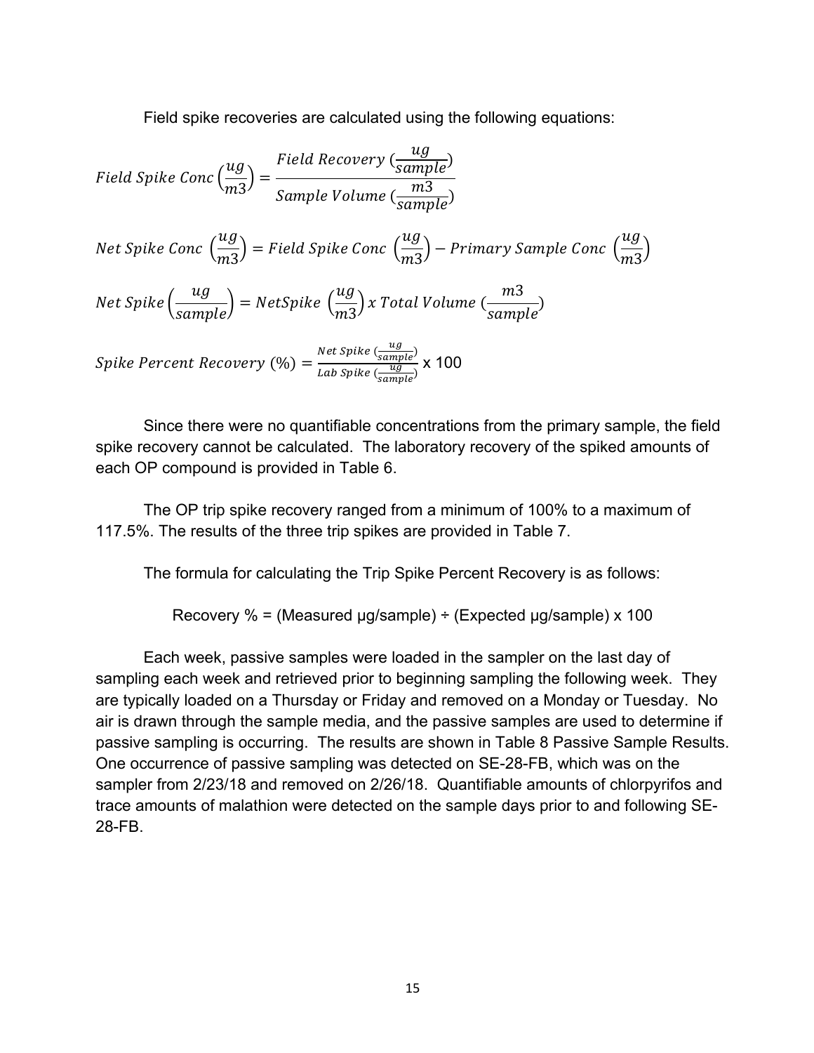Field spike recoveries are calculated using the following equations:

$$Field\ Spike\ Conc\left(\frac{ug}{m3}\right) = \frac{Field\ Recovery\ (\frac{ug}{sample})}{Sample\ Volume\ (\frac{m3}{sample})}$$

$$Net\ Spike\ Conc\ \left(\frac{ug}{m3}\right) = Field\ Spike\ Conc\ \left(\frac{ug}{m3}\right) - Primary\ Sample\ Conc\ \left(\frac{ug}{m3}\right)$$

$$Net\ Spike\left(\frac{ug}{sample}\right) = NetSpike\ \left(\frac{ug}{m3}\right) x\ Total\ Volume\ (\frac{m3}{sample})$$

$$Spike\ Percent\ Recovery\ (\%) = \frac{Net\ Spike\ (\frac{ug}{sample})}{Lab\ Spike\ (\frac{ug}{sample})} \text{ x } 100$$

Since there were no quantifiable concentrations from the primary sample, the field spike recovery cannot be calculated. The laboratory recovery of the spiked amounts of each OP compound is provided in Table 6.

The OP trip spike recovery ranged from a minimum of 100% to a maximum of 117.5%. The results of the three trip spikes are provided in Table 7.

The formula for calculating the Trip Spike Percent Recovery is as follows:

Recovery % = (Measured µg/sample) ÷ (Expected µg/sample) x 100

Each week, passive samples were loaded in the sampler on the last day of sampling each week and retrieved prior to beginning sampling the following week. They are typically loaded on a Thursday or Friday and removed on a Monday or Tuesday. No air is drawn through the sample media, and the passive samples are used to determine if passive sampling is occurring. The results are shown in Table 8 Passive Sample Results. One occurrence of passive sampling was detected on SE-28-FB, which was on the sampler from 2/23/18 and removed on 2/26/18. Quantifiable amounts of chlorpyrifos and trace amounts of malathion were detected on the sample days prior to and following SE-28-FB.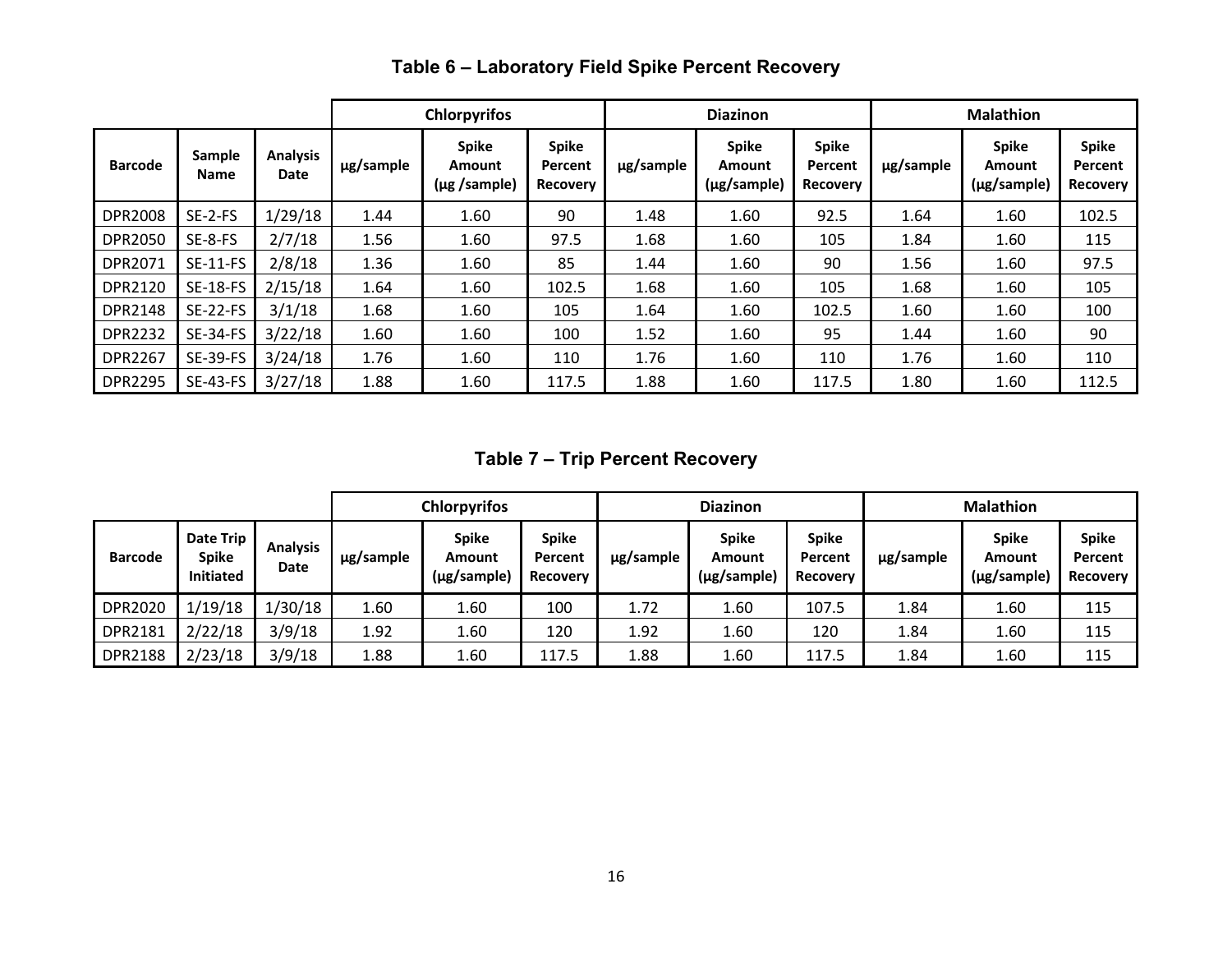### Table 6 – Laboratory Field Spike Percent Recovery

| | | | Chlorpyrifos | | | Diazinon | | | Malathion | | |
|---|---|---|---|---|---|---|---|---|---|---|---|
| Barcode | Sample Name | Analysis Date | µg/sample | Spike Amount (µg /sample) | Spike Percent Recovery | µg/sample | Spike Amount (µg/sample) | Spike Percent Recovery | µg/sample | Spike Amount (µg/sample) | Spike Percent Recovery |
| DPR2008 | SE-2-FS | 1/29/18 | 1.44 | 1.60 | 90 | 1.48 | 1.60 | 92.5 | 1.64 | 1.60 | 102.5 |
| DPR2050 | SE-8-FS | 2/7/18 | 1.56 | 1.60 | 97.5 | 1.68 | 1.60 | 105 | 1.84 | 1.60 | 115 |
| DPR2071 | SE-11-FS | 2/8/18 | 1.36 | 1.60 | 85 | 1.44 | 1.60 | 90 | 1.56 | 1.60 | 97.5 |
| DPR2120 | SE-18-FS | 2/15/18 | 1.64 | 1.60 | 102.5 | 1.68 | 1.60 | 105 | 1.68 | 1.60 | 105 |
| DPR2148 | SE-22-FS | 3/1/18 | 1.68 | 1.60 | 105 | 1.64 | 1.60 | 102.5 | 1.60 | 1.60 | 100 |
| DPR2232 | SE-34-FS | 3/22/18 | 1.60 | 1.60 | 100 | 1.52 | 1.60 | 95 | 1.44 | 1.60 | 90 |
| DPR2267 | SE-39-FS | 3/24/18 | 1.76 | 1.60 | 110 | 1.76 | 1.60 | 110 | 1.76 | 1.60 | 110 |
| DPR2295 | SE-43-FS | 3/27/18 | 1.88 | 1.60 | 117.5 | 1.88 | 1.60 | 117.5 | 1.80 | 1.60 | 112.5 |

### Table 7 – Trip Percent Recovery

| | | | Chlorpyrifos | | | Diazinon | | | Malathion | | |
|---|---|---|---|---|---|---|---|---|---|---|---|
| Barcode | Date Trip Spike Initiated | Analysis Date | µg/sample | Spike Amount (µg/sample) | Spike Percent Recovery | µg/sample | Spike Amount (µg/sample) | Spike Percent Recovery | µg/sample | Spike Amount (µg/sample) | Spike Percent Recovery |
| DPR2020 | 1/19/18 | 1/30/18 | 1.60 | 1.60 | 100 | 1.72 | 1.60 | 107.5 | 1.84 | 1.60 | 115 |
| DPR2181 | 2/22/18 | 3/9/18 | 1.92 | 1.60 | 120 | 1.92 | 1.60 | 120 | 1.84 | 1.60 | 115 |
| DPR2188 | 2/23/18 | 3/9/18 | 1.88 | 1.60 | 117.5 | 1.88 | 1.60 | 117.5 | 1.84 | 1.60 | 115 |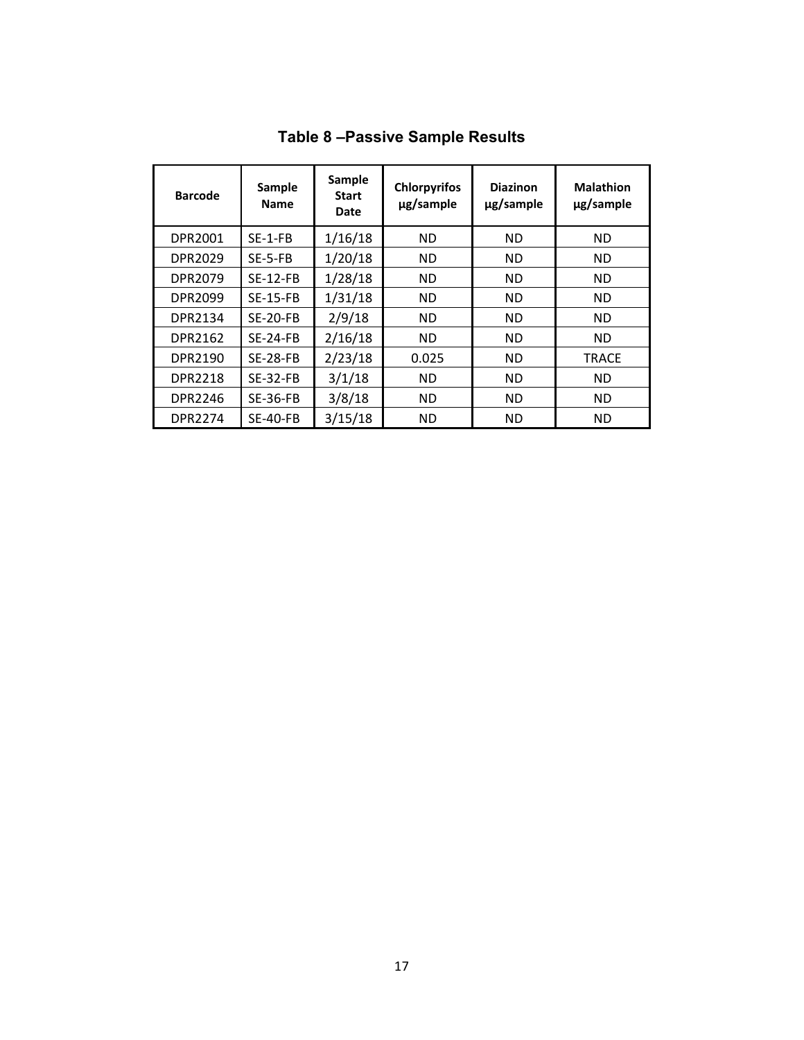# Table 8 –Passive Sample Results

| Barcode | Sample Name | Sample Start Date | Chlorpyrifos µg/sample | Diazinon µg/sample | Malathion µg/sample |
|---|---|---|---|---|---|
| DPR2001 | SE-1-FB | 1/16/18 | ND | ND | ND |
| DPR2029 | SE-5-FB | 1/20/18 | ND | ND | ND |
| DPR2079 | SE-12-FB | 1/28/18 | ND | ND | ND |
| DPR2099 | SE-15-FB | 1/31/18 | ND | ND | ND |
| DPR2134 | SE-20-FB | 2/9/18 | ND | ND | ND |
| DPR2162 | SE-24-FB | 2/16/18 | ND | ND | ND |
| DPR2190 | SE-28-FB | 2/23/18 | 0.025 | ND | TRACE |
| DPR2218 | SE-32-FB | 3/1/18 | ND | ND | ND |
| DPR2246 | SE-36-FB | 3/8/18 | ND | ND | ND |
| DPR2274 | SE-40-FB | 3/15/18 | ND | ND | ND |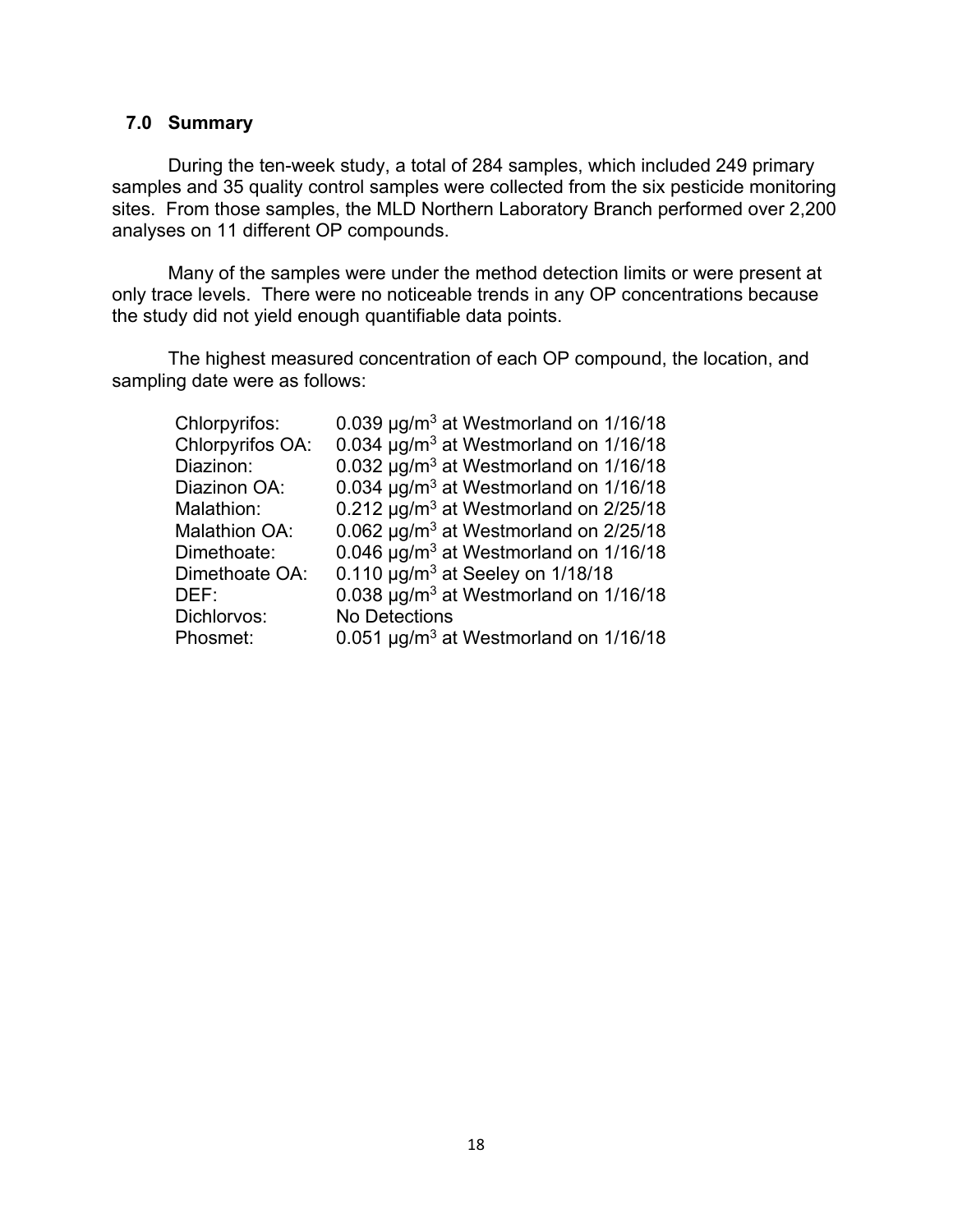## 7.0 Summary

During the ten-week study, a total of 284 samples, which included 249 primary samples and 35 quality control samples were collected from the six pesticide monitoring sites. From those samples, the MLD Northern Laboratory Branch performed over 2,200 analyses on 11 different OP compounds.

Many of the samples were under the method detection limits or were present at only trace levels. There were no noticeable trends in any OP concentrations because the study did not yield enough quantifiable data points.

The highest measured concentration of each OP compound, the location, and sampling date were as follows:

| | |
|---|---|
| Chlorpyrifos: | 0.039 µg/m$^3$ at Westmorland on 1/16/18 |
| Chlorpyrifos OA: | 0.034 µg/m$^3$ at Westmorland on 1/16/18 |
| Diazinon: | 0.032 µg/m$^3$ at Westmorland on 1/16/18 |
| Diazinon OA: | 0.034 µg/m$^3$ at Westmorland on 1/16/18 |
| Malathion: | 0.212 µg/m$^3$ at Westmorland on 2/25/18 |
| Malathion OA: | 0.062 µg/m$^3$ at Westmorland on 2/25/18 |
| Dimethoate: | 0.046 µg/m$^3$ at Westmorland on 1/16/18 |
| Dimethoate OA: | 0.110 µg/m$^3$ at Seeley on 1/18/18 |
| DEF: | 0.038 µg/m$^3$ at Westmorland on 1/16/18 |
| Dichlorvos: | No Detections |
| Phosmet: | 0.051 µg/m$^3$ at Westmorland on 1/16/18 |